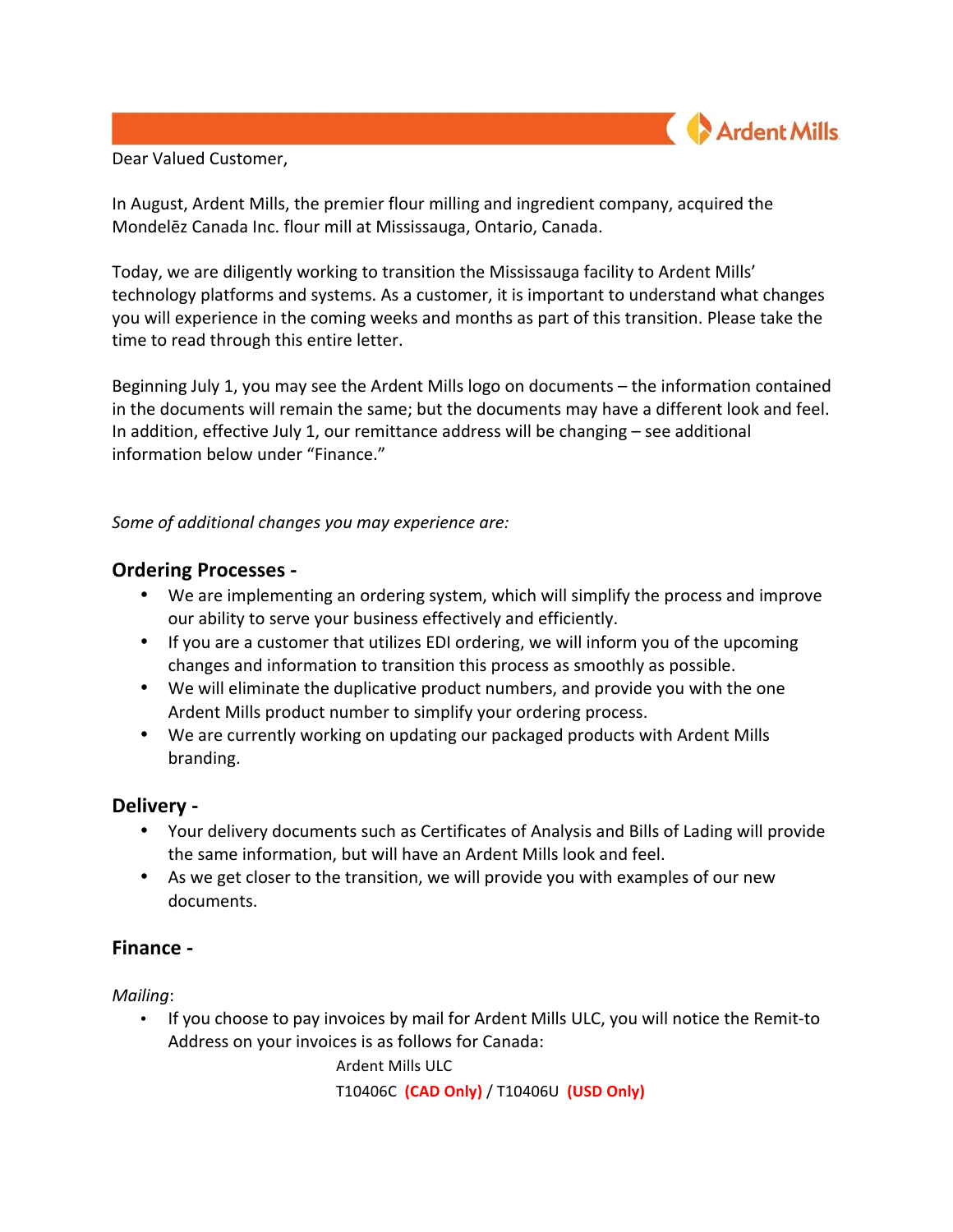Dear Valued Customer,

In August, Ardent Mills, the premier flour milling and ingredient company, acquired the Mondelēz Canada Inc. flour mill at Mississauga, Ontario, Canada.

Today, we are diligently working to transition the Mississauga facility to Ardent Mills' technology platforms and systems. As a customer, it is important to understand what changes you will experience in the coming weeks and months as part of this transition. Please take the time to read through this entire letter.

Beginning July 1, you may see the Ardent Mills logo on documents – the information contained in the documents will remain the same; but the documents may have a different look and feel. In addition, effective July 1, our remittance address will be changing – see additional information below under "Finance."

*Some of additional changes you may experience are:*

## Ordering Processes -

- We are implementing an ordering system, which will simplify the process and improve our ability to serve your business effectively and efficiently.
- If you are a customer that utilizes EDI ordering, we will inform you of the upcoming changes and information to transition this process as smoothly as possible.
- We will eliminate the duplicative product numbers, and provide you with the one Ardent Mills product number to simplify your ordering process.
- We are currently working on updating our packaged products with Ardent Mills branding.

## Delivery -

- Your delivery documents such as Certificates of Analysis and Bills of Lading will provide the same information, but will have an Ardent Mills look and feel.
- As we get closer to the transition, we will provide you with examples of our new documents.

## Finance -

*Mailing*:

- If you choose to pay invoices by mail for Ardent Mills ULC, you will notice the Remit-to Address on your invoices is as follows for Canada:

  Ardent Mills ULC
  T10406C **(CAD Only)** / T10406U **(USD Only)**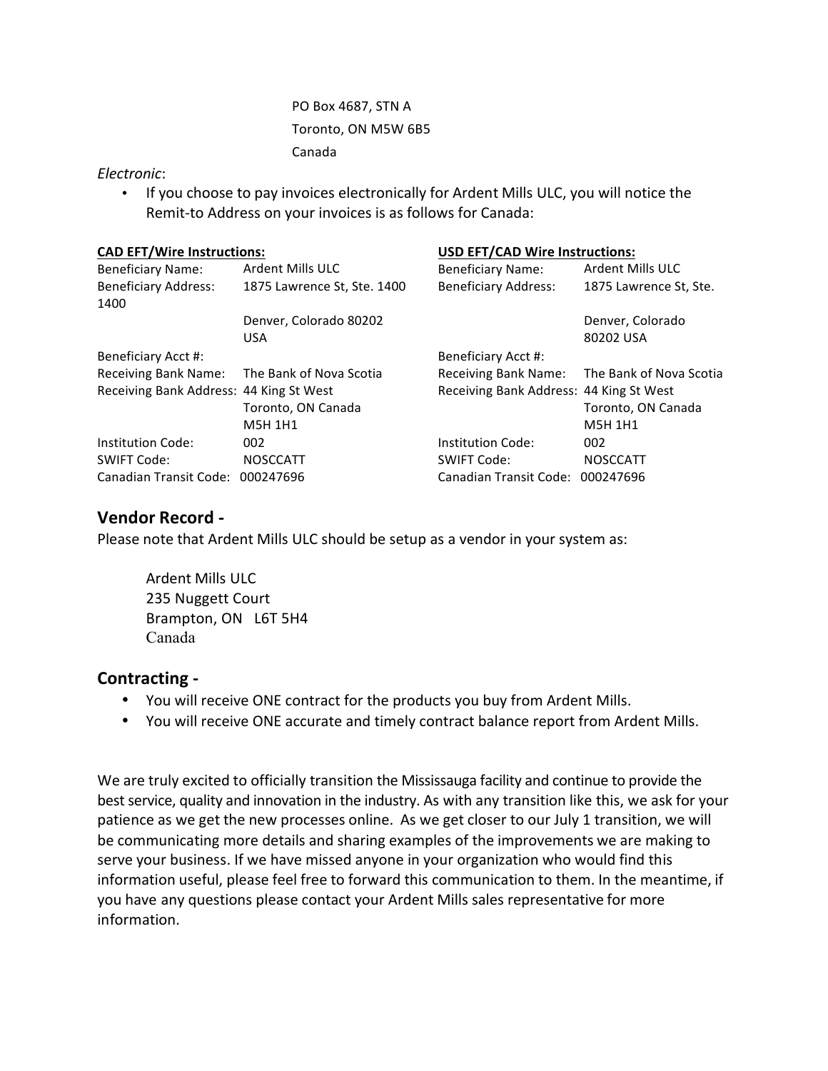PO Box 4687, STN A
Toronto, ON M5W 6B5
Canada

*Electronic*:

- If you choose to pay invoices electronically for Ardent Mills ULC, you will notice the Remit-to Address on your invoices is as follows for Canada:

| **CAD EFT/Wire Instructions:** | | **USD EFT/CAD Wire Instructions:** | |
|---|---|---|---|
| Beneficiary Name: | Ardent Mills ULC | Beneficiary Name: | Ardent Mills ULC |
| Beneficiary Address: | 1875 Lawrence St, Ste. 1400 Denver, Colorado 80202 USA | Beneficiary Address: | 1875 Lawrence St, Ste. 1400 Denver, Colorado 80202 USA |
| Beneficiary Acct #: | | Beneficiary Acct #: | |
| Receiving Bank Name: | The Bank of Nova Scotia | Receiving Bank Name: | The Bank of Nova Scotia |
| Receiving Bank Address: | 44 King St West Toronto, ON Canada M5H 1H1 | Receiving Bank Address: | 44 King St West Toronto, ON Canada M5H 1H1 |
| Institution Code: | 002 | Institution Code: | 002 |
| SWIFT Code: | NOSCCATT | SWIFT Code: | NOSCCATT |
| Canadian Transit Code: | 000247696 | Canadian Transit Code: | 000247696 |

## Vendor Record -

Please note that Ardent Mills ULC should be setup as a vendor in your system as:

Ardent Mills ULC
235 Nuggett Court
Brampton, ON L6T 5H4
Canada

## Contracting -

- You will receive ONE contract for the products you buy from Ardent Mills.
- You will receive ONE accurate and timely contract balance report from Ardent Mills.

We are truly excited to officially transition the Mississauga facility and continue to provide the best service, quality and innovation in the industry. As with any transition like this, we ask for your patience as we get the new processes online. As we get closer to our July 1 transition, we will be communicating more details and sharing examples of the improvements we are making to serve your business. If we have missed anyone in your organization who would find this information useful, please feel free to forward this communication to them. In the meantime, if you have any questions please contact your Ardent Mills sales representative for more information.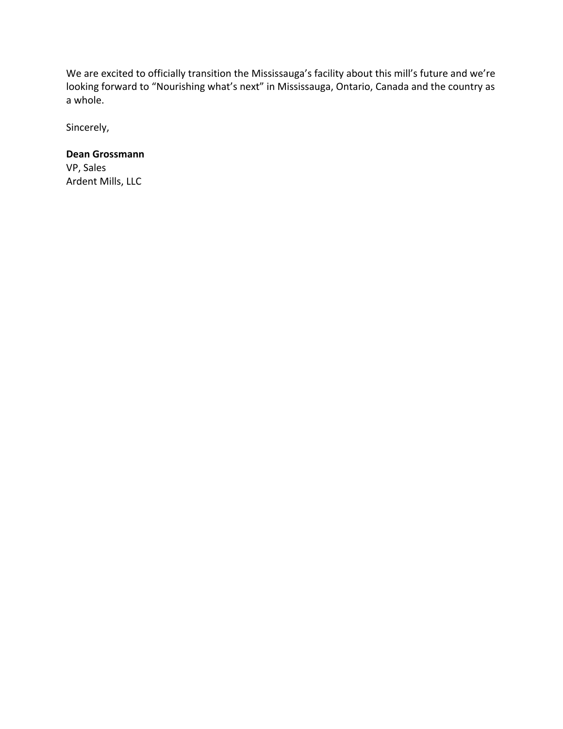We are excited to officially transition the Mississauga's facility about this mill's future and we're looking forward to "Nourishing what's next" in Mississauga, Ontario, Canada and the country as a whole.

Sincerely,

**Dean Grossmann**
VP, Sales
Ardent Mills, LLC